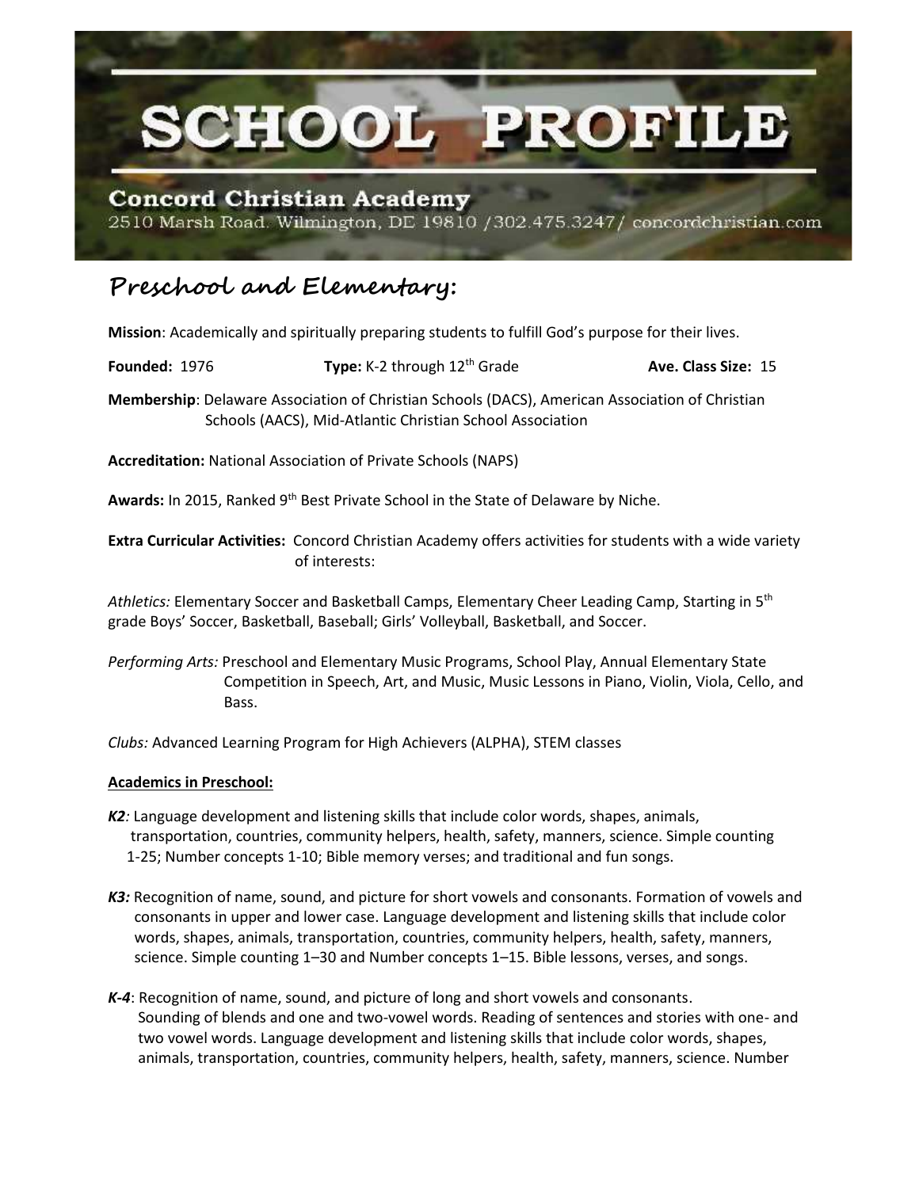# SCHOOL PROFILE

**Concord Christian Academy**
2510 Marsh Road. Wilmington, DE 19810 /302.475.3247/ concordchristian.com

## Preschool and Elementary:

**Mission**: Academically and spiritually preparing students to fulfill God's purpose for their lives.

**Founded:** 1976 **Type:** K-2 through 12th Grade **Ave. Class Size:** 15

**Membership**: Delaware Association of Christian Schools (DACS), American Association of Christian Schools (AACS), Mid-Atlantic Christian School Association

**Accreditation:** National Association of Private Schools (NAPS)

**Awards:** In 2015, Ranked 9th Best Private School in the State of Delaware by Niche.

**Extra Curricular Activities:** Concord Christian Academy offers activities for students with a wide variety of interests:

*Athletics:* Elementary Soccer and Basketball Camps, Elementary Cheer Leading Camp, Starting in 5th grade Boys' Soccer, Basketball, Baseball; Girls' Volleyball, Basketball, and Soccer.

*Performing Arts:* Preschool and Elementary Music Programs, School Play, Annual Elementary State Competition in Speech, Art, and Music, Music Lessons in Piano, Violin, Viola, Cello, and Bass.

*Clubs:* Advanced Learning Program for High Achievers (ALPHA), STEM classes

**Academics in Preschool:**

***K2**:* Language development and listening skills that include color words, shapes, animals, transportation, countries, community helpers, health, safety, manners, science. Simple counting 1-25; Number concepts 1-10; Bible memory verses; and traditional and fun songs.

***K3:*** Recognition of name, sound, and picture for short vowels and consonants. Formation of vowels and consonants in upper and lower case. Language development and listening skills that include color words, shapes, animals, transportation, countries, community helpers, health, safety, manners, science. Simple counting 1–30 and Number concepts 1–15. Bible lessons, verses, and songs.

***K-4***: Recognition of name, sound, and picture of long and short vowels and consonants. Sounding of blends and one and two-vowel words. Reading of sentences and stories with one- and two vowel words. Language development and listening skills that include color words, shapes, animals, transportation, countries, community helpers, health, safety, manners, science. Number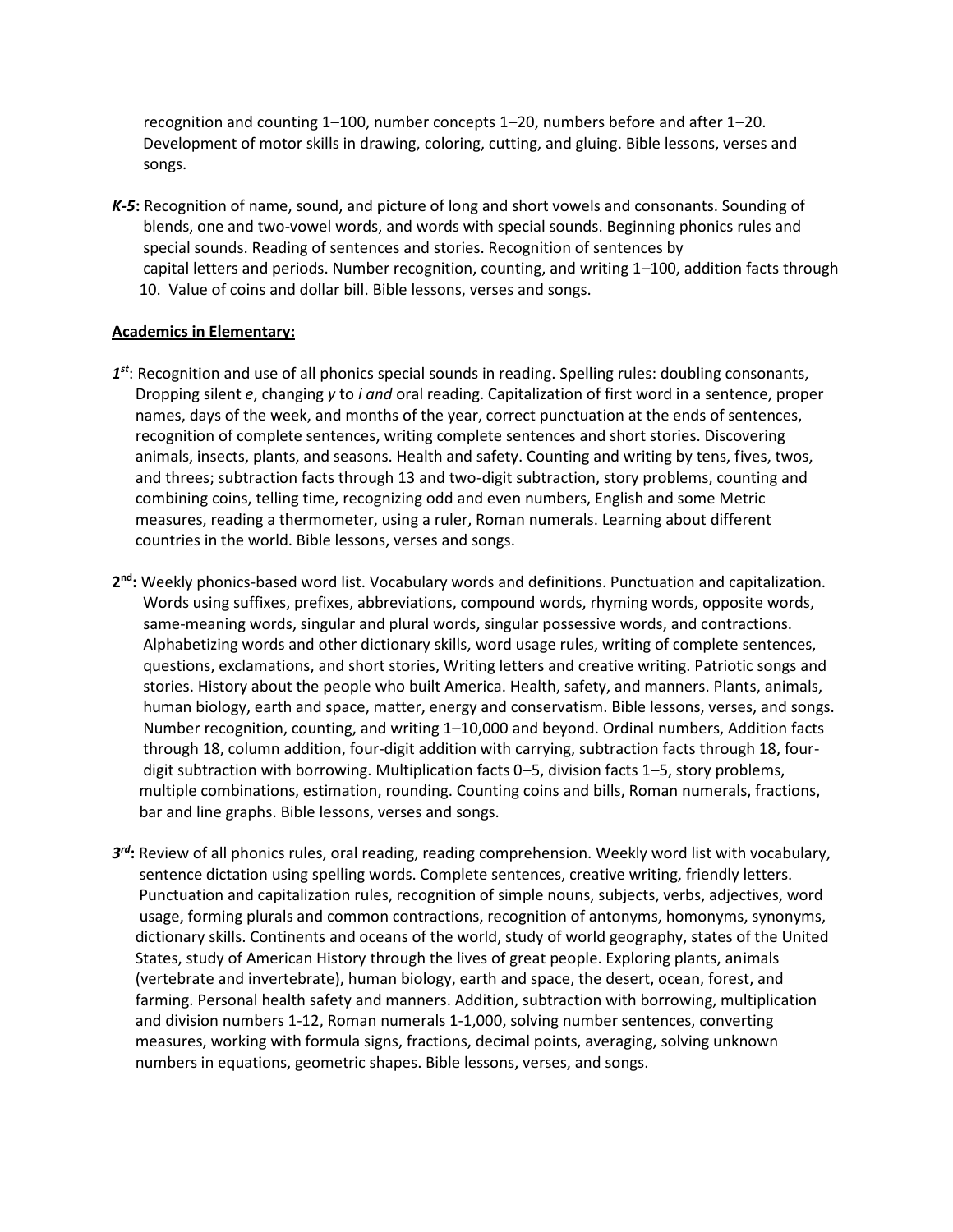recognition and counting 1–100, number concepts 1–20, numbers before and after 1–20. Development of motor skills in drawing, coloring, cutting, and gluing. Bible lessons, verses and songs.

***K-5*:** Recognition of name, sound, and picture of long and short vowels and consonants. Sounding of blends, one and two-vowel words, and words with special sounds. Beginning phonics rules and special sounds. Reading of sentences and stories. Recognition of sentences by capital letters and periods. Number recognition, counting, and writing 1–100, addition facts through 10. Value of coins and dollar bill. Bible lessons, verses and songs.

**Academics in Elementary:**

***1st***: Recognition and use of all phonics special sounds in reading. Spelling rules: doubling consonants, Dropping silent *e*, changing *y* to *i and* oral reading. Capitalization of first word in a sentence, proper names, days of the week, and months of the year, correct punctuation at the ends of sentences, recognition of complete sentences, writing complete sentences and short stories. Discovering animals, insects, plants, and seasons. Health and safety. Counting and writing by tens, fives, twos, and threes; subtraction facts through 13 and two-digit subtraction, story problems, counting and combining coins, telling time, recognizing odd and even numbers, English and some Metric measures, reading a thermometer, using a ruler, Roman numerals. Learning about different countries in the world. Bible lessons, verses and songs.

**2nd:** Weekly phonics-based word list. Vocabulary words and definitions. Punctuation and capitalization. Words using suffixes, prefixes, abbreviations, compound words, rhyming words, opposite words, same-meaning words, singular and plural words, singular possessive words, and contractions. Alphabetizing words and other dictionary skills, word usage rules, writing of complete sentences, questions, exclamations, and short stories, Writing letters and creative writing. Patriotic songs and stories. History about the people who built America. Health, safety, and manners. Plants, animals, human biology, earth and space, matter, energy and conservatism. Bible lessons, verses, and songs. Number recognition, counting, and writing 1–10,000 and beyond. Ordinal numbers, Addition facts through 18, column addition, four-digit addition with carrying, subtraction facts through 18, four-digit subtraction with borrowing. Multiplication facts 0–5, division facts 1–5, story problems, multiple combinations, estimation, rounding. Counting coins and bills, Roman numerals, fractions, bar and line graphs. Bible lessons, verses and songs.

***3rd*:** Review of all phonics rules, oral reading, reading comprehension. Weekly word list with vocabulary, sentence dictation using spelling words. Complete sentences, creative writing, friendly letters. Punctuation and capitalization rules, recognition of simple nouns, subjects, verbs, adjectives, word usage, forming plurals and common contractions, recognition of antonyms, homonyms, synonyms, dictionary skills. Continents and oceans of the world, study of world geography, states of the United States, study of American History through the lives of great people. Exploring plants, animals (vertebrate and invertebrate), human biology, earth and space, the desert, ocean, forest, and farming. Personal health safety and manners. Addition, subtraction with borrowing, multiplication and division numbers 1-12, Roman numerals 1-1,000, solving number sentences, converting measures, working with formula signs, fractions, decimal points, averaging, solving unknown numbers in equations, geometric shapes. Bible lessons, verses, and songs.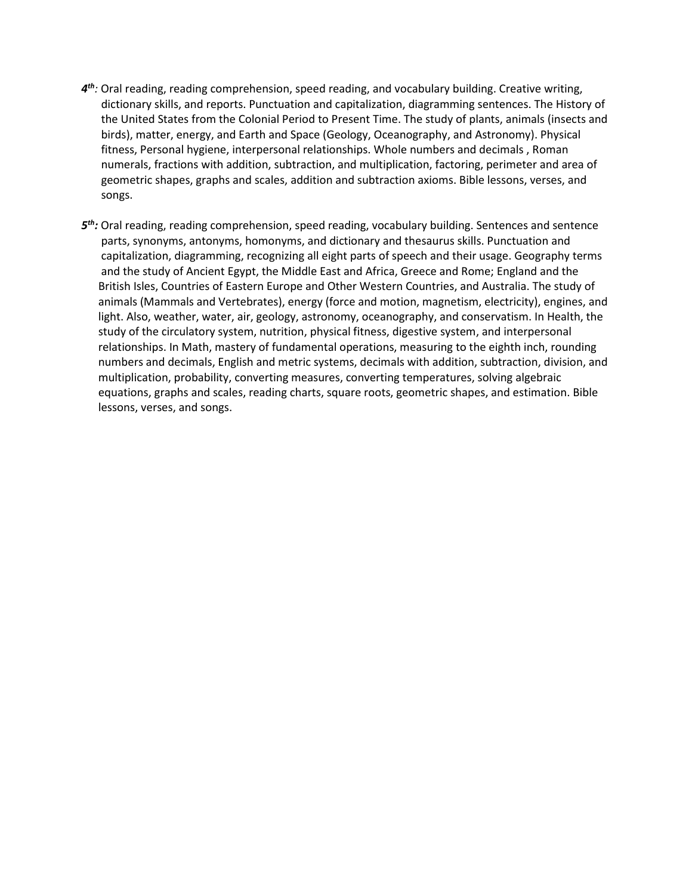***4th**:* Oral reading, reading comprehension, speed reading, and vocabulary building. Creative writing, dictionary skills, and reports. Punctuation and capitalization, diagramming sentences. The History of the United States from the Colonial Period to Present Time. The study of plants, animals (insects and birds), matter, energy, and Earth and Space (Geology, Oceanography, and Astronomy). Physical fitness, Personal hygiene, interpersonal relationships. Whole numbers and decimals , Roman numerals, fractions with addition, subtraction, and multiplication, factoring, perimeter and area of geometric shapes, graphs and scales, addition and subtraction axioms. Bible lessons, verses, and songs.

***5th:*** Oral reading, reading comprehension, speed reading, vocabulary building. Sentences and sentence parts, synonyms, antonyms, homonyms, and dictionary and thesaurus skills. Punctuation and capitalization, diagramming, recognizing all eight parts of speech and their usage. Geography terms and the study of Ancient Egypt, the Middle East and Africa, Greece and Rome; England and the British Isles, Countries of Eastern Europe and Other Western Countries, and Australia. The study of animals (Mammals and Vertebrates), energy (force and motion, magnetism, electricity), engines, and light. Also, weather, water, air, geology, astronomy, oceanography, and conservatism. In Health, the study of the circulatory system, nutrition, physical fitness, digestive system, and interpersonal relationships. In Math, mastery of fundamental operations, measuring to the eighth inch, rounding numbers and decimals, English and metric systems, decimals with addition, subtraction, division, and multiplication, probability, converting measures, converting temperatures, solving algebraic equations, graphs and scales, reading charts, square roots, geometric shapes, and estimation. Bible lessons, verses, and songs.